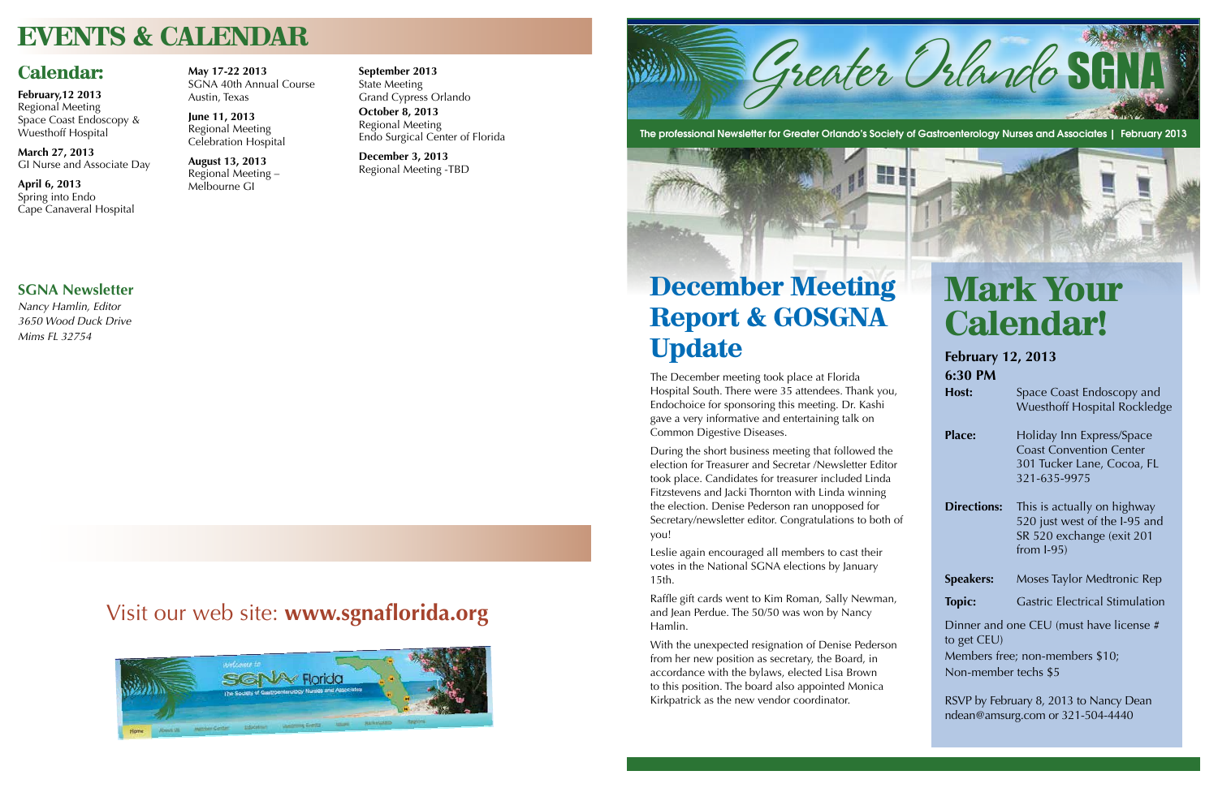# EVENTS & CALENDAR

## Calendar:

**February,12 2013**
Regional Meeting
Space Coast Endoscopy & Wuesthoff Hospital

**March 27, 2013**
GI Nurse and Associate Day

**April 6, 2013**
Spring into Endo
Cape Canaveral Hospital

**May 17-22 2013**
SGNA 40th Annual Course
Austin, Texas

**June 11, 2013**
Regional Meeting
Celebration Hospital

**August 13, 2013**
Regional Meeting –
Melbourne GI

**September 2013**
State Meeting
Grand Cypress Orlando

**October 8, 2013**
Regional Meeting
Endo Surgical Center of Florida

**December 3, 2013**
Regional Meeting -TBD

## SGNA Newsletter

*Nancy Hamlin, Editor*
*3650 Wood Duck Drive*
*Mims FL 32754*

Visit our web site: **www.sgnaflorida.org**

# Greater Orlando SGNA

The professional Newsletter for Greater Orlando's Society of Gastroenterology Nurses and Associates | February 2013

## December Meeting Report & GOSGNA Update

The December meeting took place at Florida Hospital South. There were 35 attendees. Thank you, Endochoice for sponsoring this meeting. Dr. Kashi gave a very informative and entertaining talk on Common Digestive Diseases.

During the short business meeting that followed the election for Treasurer and Secretar /Newsletter Editor took place. Candidates for treasurer included Linda Fitzstevens and Jacki Thornton with Linda winning the election. Denise Pederson ran unopposed for Secretary/newsletter editor. Congratulations to both of you!

Leslie again encouraged all members to cast their votes in the National SGNA elections by January 15th.

Raffle gift cards went to Kim Roman, Sally Newman, and Jean Perdue. The 50/50 was won by Nancy Hamlin.

With the unexpected resignation of Denise Pederson from her new position as secretary, the Board, in accordance with the bylaws, elected Lisa Brown to this position. The board also appointed Monica Kirkpatrick as the new vendor coordinator.

## Mark Your Calendar!

**February 12, 2013**
**6:30 PM**

**Host:** Space Coast Endoscopy and Wuesthoff Hospital Rockledge

**Place:** Holiday Inn Express/Space Coast Convention Center 301 Tucker Lane, Cocoa, FL 321-635-9975

**Directions:** This is actually on highway 520 just west of the I-95 and SR 520 exchange (exit 201 from I-95)

**Speakers:** Moses Taylor Medtronic Rep

**Topic:** Gastric Electrical Stimulation

Dinner and one CEU (must have license # to get CEU)
Members free; non-members $10;
Non-member techs $5

RSVP by February 8, 2013 to Nancy Dean ndean@amsurg.com or 321-504-4440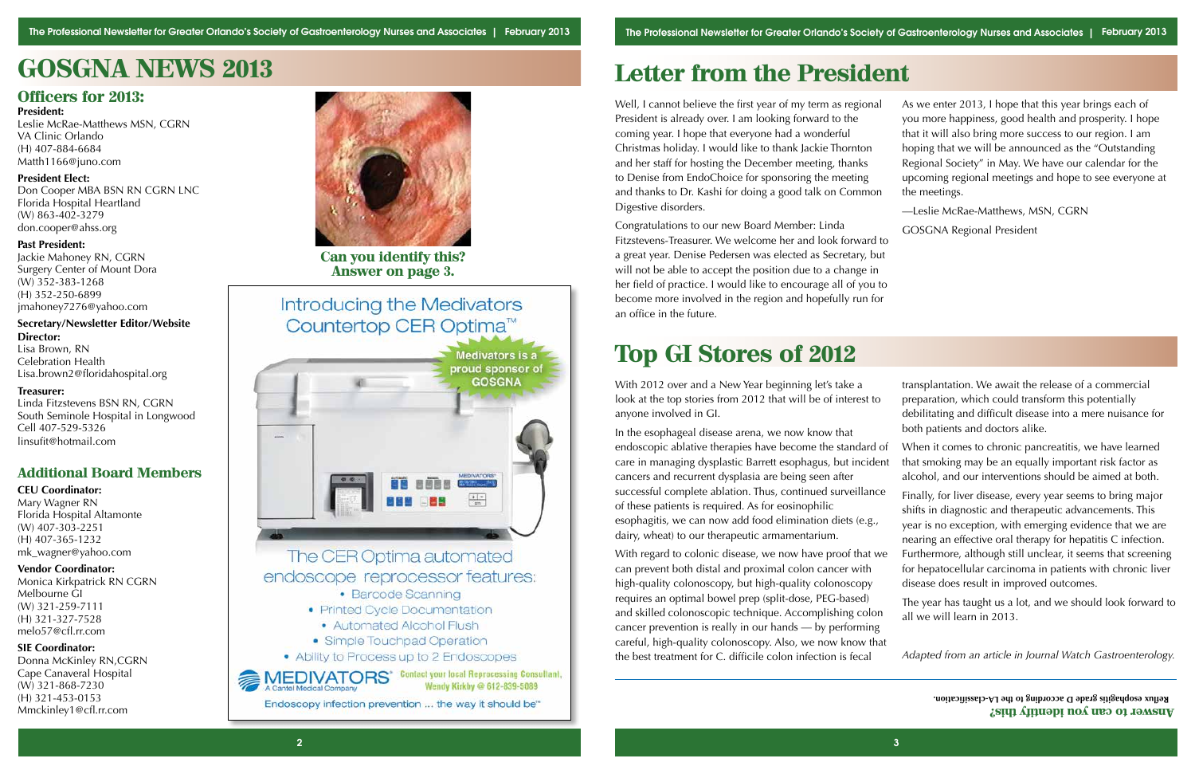# GOSGNA NEWS 2013

## Officers for 2013:

**President:**
Leslie McRae-Matthews MSN, CGRN
VA Clinic Orlando
(H) 407-884-6684
Matth1166@juno.com

**President Elect:**
Don Cooper MBA BSN RN CGRN LNC
Florida Hospital Heartland
(W) 863-402-3279
don.cooper@ahss.org

**Past President:**
Jackie Mahoney RN, CGRN
Surgery Center of Mount Dora
(W) 352-383-1268
(H) 352-250-6899
jmahoney7276@yahoo.com

**Secretary/Newsletter Editor/Website Director:**
Lisa Brown, RN
Celebration Health
Lisa.brown2@floridahospital.org

**Treasurer:**
Linda Fitzstevens BSN RN, CGRN
South Seminole Hospital in Longwood
Cell 407-529-5326
linsufit@hotmail.com

## Additional Board Members

**CEU Coordinator:**
Mary Wagner RN
Florida Hospital Altamonte
(W) 407-303-2251
(H) 407-365-1232
mk_wagner@yahoo.com

**Vendor Coordinator:**
Monica Kirkpatrick RN CGRN
Melbourne GI
(W) 321-259-7111
(H) 321-327-7528
melo57@cfl.rr.com

**SIE Coordinator:**
Donna McKinley RN,CGRN
Cape Canaveral Hospital
(W) 321-868-7230
(H) 321-453-0153
Mmckinley1@cfl.rr.com

**Can you identify this? Answer on page 3.**

Introducing the Medivators Countertop CER Optima™

Medivators is a proud sponsor of GOSGNA

The CER Optima automated endoscope reprocessor features:

- Barcode Scanning
- Printed Cycle Documentation
- Automated Alcohol Flush
- Simple Touchpad Operation
- Ability to Process up to 2 Endoscopes

MEDIVATORS® A Cantel Medical Company

Contact your local Reprocessing Consultant, Wendy Kirkby @ 612-839-5089

Endoscopy infection prevention ... the way it should be™

# Letter from the President

Well, I cannot believe the first year of my term as regional President is already over. I am looking forward to the coming year. I hope that everyone had a wonderful Christmas holiday. I would like to thank Jackie Thornton and her staff for hosting the December meeting, thanks to Denise from EndoChoice for sponsoring the meeting and thanks to Dr. Kashi for doing a good talk on Common Digestive disorders.

Congratulations to our new Board Member: Linda Fitzstevens-Treasurer. We welcome her and look forward to a great year. Denise Pedersen was elected as Secretary, but will not be able to accept the position due to a change in her field of practice. I would like to encourage all of you to become more involved in the region and hopefully run for an office in the future.

As we enter 2013, I hope that this year brings each of you more happiness, good health and prosperity. I hope that it will also bring more success to our region. I am hoping that we will be announced as the "Outstanding Regional Society" in May. We have our calendar for the upcoming regional meetings and hope to see everyone at the meetings.

—Leslie McRae-Matthews, MSN, CGRN

GOSGNA Regional President

# Top GI Stores of 2012

With 2012 over and a New Year beginning let's take a look at the top stories from 2012 that will be of interest to anyone involved in GI.

In the esophageal disease arena, we now know that endoscopic ablative therapies have become the standard of care in managing dysplastic Barrett esophagus, but incident cancers and recurrent dysplasia are being seen after successful complete ablation. Thus, continued surveillance of these patients is required. As for eosinophilic esophagitis, we can now add food elimination diets (e.g., dairy, wheat) to our therapeutic armamentarium.

With regard to colonic disease, we now have proof that we can prevent both distal and proximal colon cancer with high-quality colonoscopy, but high-quality colonoscopy requires an optimal bowel prep (split-dose, PEG-based) and skilled colonoscopic technique. Accomplishing colon cancer prevention is really in our hands — by performing careful, high-quality colonoscopy. Also, we now know that the best treatment for C. difficile colon infection is fecal transplantation. We await the release of a commercial preparation, which could transform this potentially debilitating and difficult disease into a mere nuisance for both patients and doctors alike.

When it comes to chronic pancreatitis, we have learned that smoking may be an equally important risk factor as alcohol, and our interventions should be aimed at both.

Finally, for liver disease, every year seems to bring major shifts in diagnostic and therapeutic advancements. This year is no exception, with emerging evidence that we are nearing an effective oral therapy for hepatitis C infection. Furthermore, although still unclear, it seems that screening for hepatocellular carcinoma in patients with chronic liver disease does result in improved outcomes.

The year has taught us a lot, and we should look forward to all we will learn in 2013.

*Adapted from an article in Journal Watch Gastroenterology.*

**Answer to can you identify this?**
Reflux esophagitis grade D according to the LA-classification.